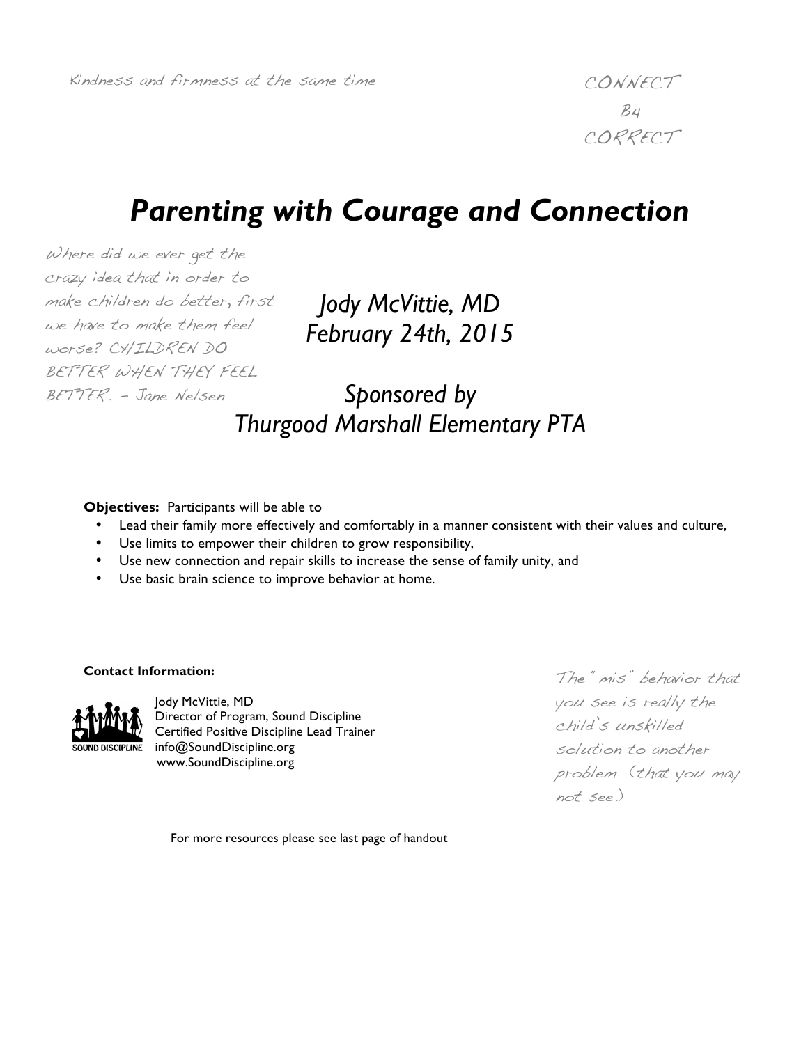Kindness and firmness at the same time

CONNECT
B4
CORRECT

# *Parenting with Courage and Connection*

Where did we ever get the crazy idea that in order to make children do better, first we have to make them feel worse? CHILDREN DO BETTER WHEN THEY FEEL BETTER. – Jane Nelsen

*Jody McVittie, MD*
*February 24th, 2015*

*Sponsored by*
*Thurgood Marshall Elementary PTA*

**Objectives:** Participants will be able to

- Lead their family more effectively and comfortably in a manner consistent with their values and culture,
- Use limits to empower their children to grow responsibility,
- Use new connection and repair skills to increase the sense of family unity, and
- Use basic brain science to improve behavior at home.

**Contact Information:**

SOUND DISCIPLINE

Jody McVittie, MD
Director of Program, Sound Discipline
Certified Positive Discipline Lead Trainer
info@SoundDiscipline.org
www.SoundDiscipline.org

The "mis" behavior that you see is really the child's unskilled solution to another problem (that you may not see.)

For more resources please see last page of handout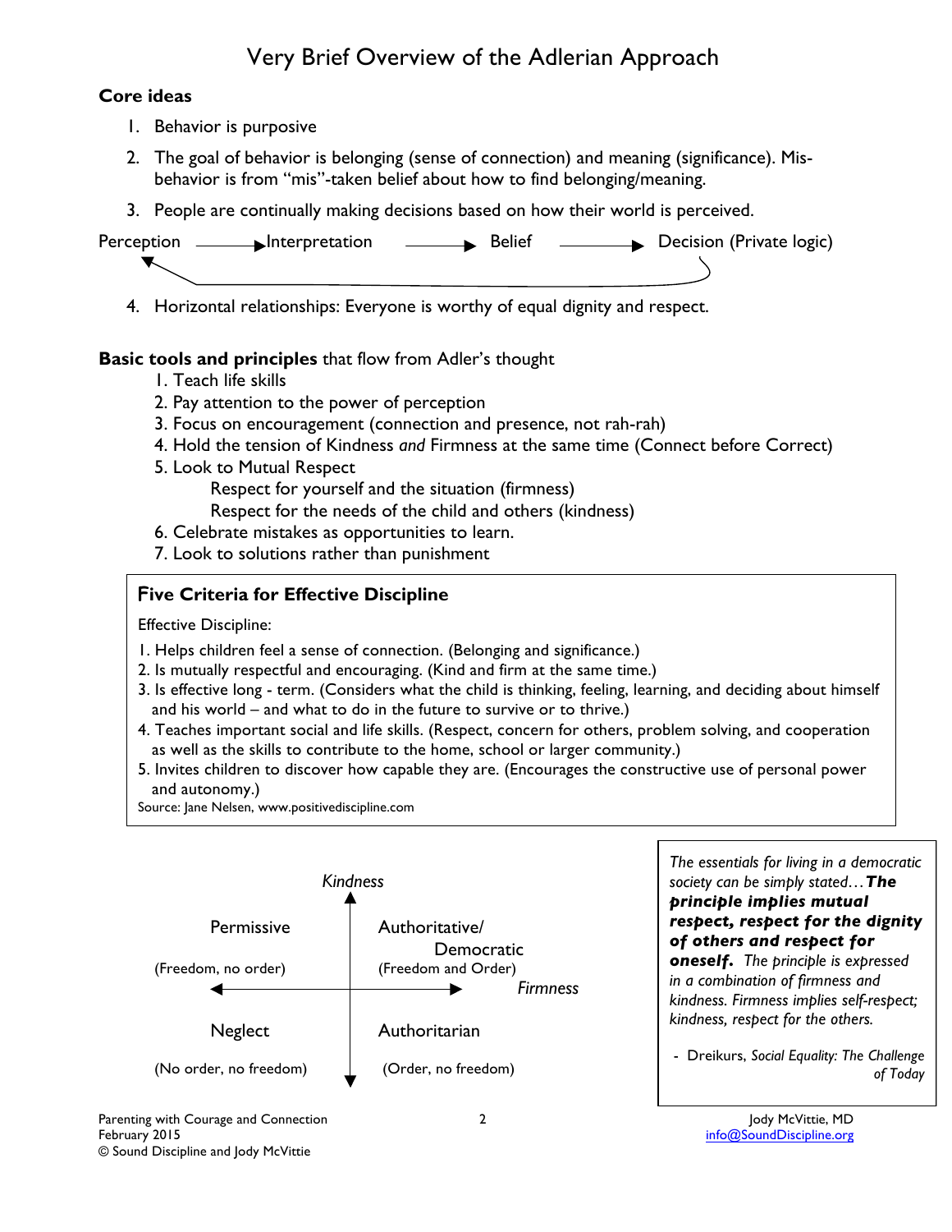# Very Brief Overview of the Adlerian Approach

**Core ideas**

1. Behavior is purposive
2. The goal of behavior is belonging (sense of connection) and meaning (significance). Mis-behavior is from "mis"-taken belief about how to find belonging/meaning.
3. People are continually making decisions based on how their world is perceived.

Perception → Interpretation → Belief → Decision (Private logic) → (back to Perception)

4. Horizontal relationships: Everyone is worthy of equal dignity and respect.

**Basic tools and principles** that flow from Adler's thought

1. Teach life skills
2. Pay attention to the power of perception
3. Focus on encouragement (connection and presence, not rah-rah)
4. Hold the tension of Kindness *and* Firmness at the same time (Connect before Correct)
5. Look to Mutual Respect
   - Respect for yourself and the situation (firmness)
   - Respect for the needs of the child and others (kindness)
6. Celebrate mistakes as opportunities to learn.
7. Look to solutions rather than punishment

## Five Criteria for Effective Discipline

Effective Discipline:

1. Helps children feel a sense of connection. (Belonging and significance.)
2. Is mutually respectful and encouraging. (Kind and firm at the same time.)
3. Is effective long - term. (Considers what the child is thinking, feeling, learning, and deciding about himself and his world – and what to do in the future to survive or to thrive.)
4. Teaches important social and life skills. (Respect, concern for others, problem solving, and cooperation as well as the skills to contribute to the home, school or larger community.)
5. Invites children to discover how capable they are. (Encourages the constructive use of personal power and autonomy.)

Source: Jane Nelsen, www.positivediscipline.com

*Kindness* (vertical axis) / *Firmness* (horizontal axis)

| | |
|---|---|
| Permissive (Freedom, no order) | Authoritative/ Democratic (Freedom and Order) |
| Neglect (No order, no freedom) | Authoritarian (Order, no freedom) |

*The essentials for living in a democratic society can be simply stated…* ***The principle implies mutual respect, respect for the dignity of others and respect for oneself.*** *The principle is expressed in a combination of firmness and kindness. Firmness implies self-respect; kindness, respect for the others.*

- Dreikurs, *Social Equality: The Challenge of Today*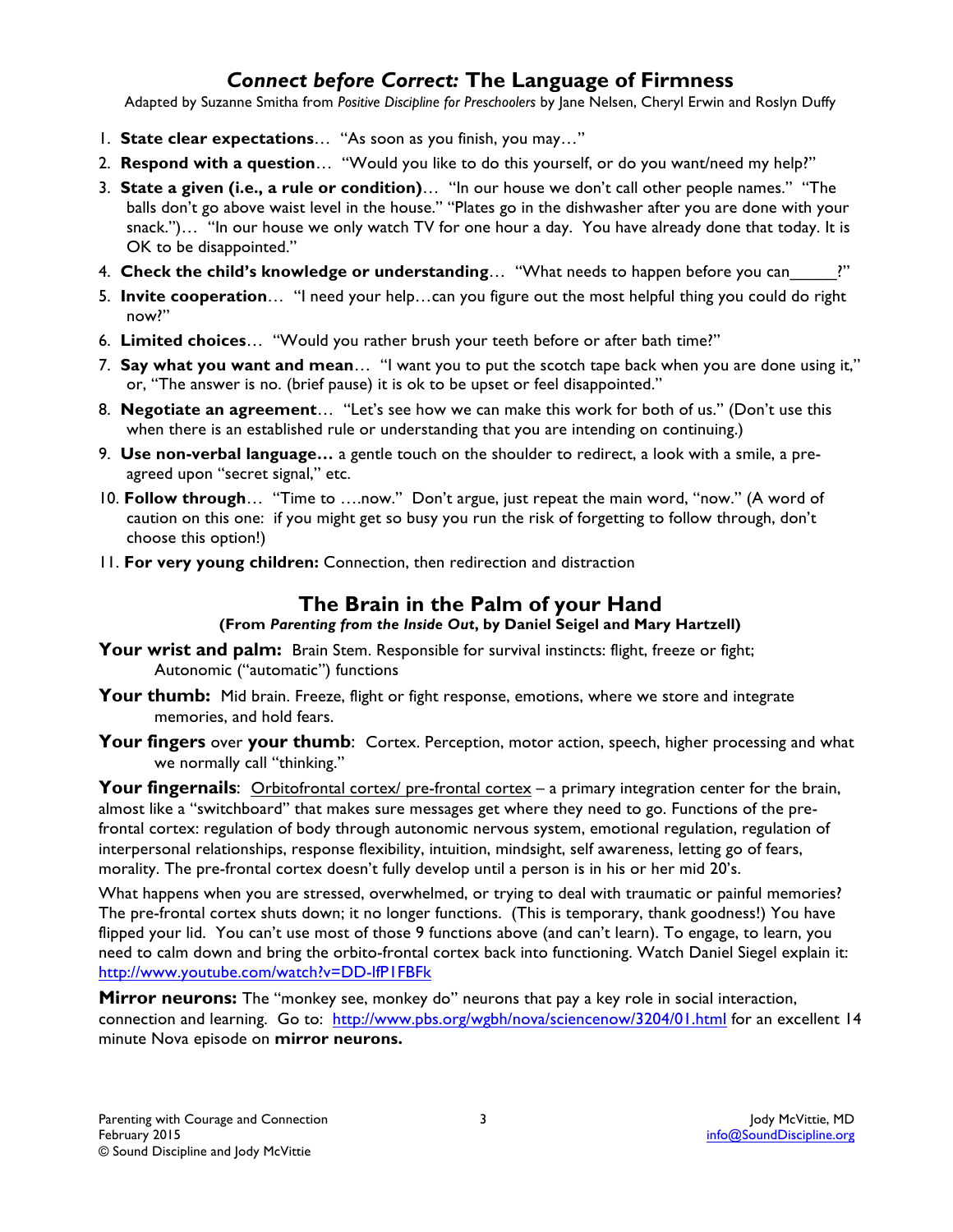## *Connect before Correct:* The Language of Firmness

Adapted by Suzanne Smitha from *Positive Discipline for Preschoolers* by Jane Nelsen, Cheryl Erwin and Roslyn Duffy

1. **State clear expectations**… "As soon as you finish, you may…"
2. **Respond with a question**… "Would you like to do this yourself, or do you want/need my help?"
3. **State a given (i.e., a rule or condition)**… "In our house we don't call other people names." "The balls don't go above waist level in the house." "Plates go in the dishwasher after you are done with your snack.")… "In our house we only watch TV for one hour a day. You have already done that today. It is OK to be disappointed."
4. **Check the child's knowledge or understanding**… "What needs to happen before you can_____?"
5. **Invite cooperation**… "I need your help…can you figure out the most helpful thing you could do right now?"
6. **Limited choices**… "Would you rather brush your teeth before or after bath time?"
7. **Say what you want and mean**… "I want you to put the scotch tape back when you are done using it," or, "The answer is no. (brief pause) it is ok to be upset or feel disappointed."
8. **Negotiate an agreement**… "Let's see how we can make this work for both of us." (Don't use this when there is an established rule or understanding that you are intending on continuing.)
9. **Use non-verbal language…** a gentle touch on the shoulder to redirect, a look with a smile, a pre-agreed upon "secret signal," etc.
10. **Follow through**… "Time to ….now." Don't argue, just repeat the main word, "now." (A word of caution on this one: if you might get so busy you run the risk of forgetting to follow through, don't choose this option!)
11. **For very young children:** Connection, then redirection and distraction

## The Brain in the Palm of your Hand

**(From *Parenting from the Inside Out*, by Daniel Seigel and Mary Hartzell)**

**Your wrist and palm:** Brain Stem. Responsible for survival instincts: flight, freeze or fight; Autonomic ("automatic") functions

**Your thumb:** Mid brain. Freeze, flight or fight response, emotions, where we store and integrate memories, and hold fears.

**Your fingers** over **your thumb**: Cortex. Perception, motor action, speech, higher processing and what we normally call "thinking."

**Your fingernails**: Orbitofrontal cortex/ pre-frontal cortex – a primary integration center for the brain, almost like a "switchboard" that makes sure messages get where they need to go. Functions of the pre-frontal cortex: regulation of body through autonomic nervous system, emotional regulation, regulation of interpersonal relationships, response flexibility, intuition, mindsight, self awareness, letting go of fears, morality. The pre-frontal cortex doesn't fully develop until a person is in his or her mid 20's.

What happens when you are stressed, overwhelmed, or trying to deal with traumatic or painful memories? The pre-frontal cortex shuts down; it no longer functions. (This is temporary, thank goodness!) You have flipped your lid. You can't use most of those 9 functions above (and can't learn). To engage, to learn, you need to calm down and bring the orbito-frontal cortex back into functioning. Watch Daniel Siegel explain it: http://www.youtube.com/watch?v=DD-lfP1FBFk

**Mirror neurons:** The "monkey see, monkey do" neurons that pay a key role in social interaction, connection and learning. Go to: http://www.pbs.org/wgbh/nova/sciencenow/3204/01.html for an excellent 14 minute Nova episode on **mirror neurons.**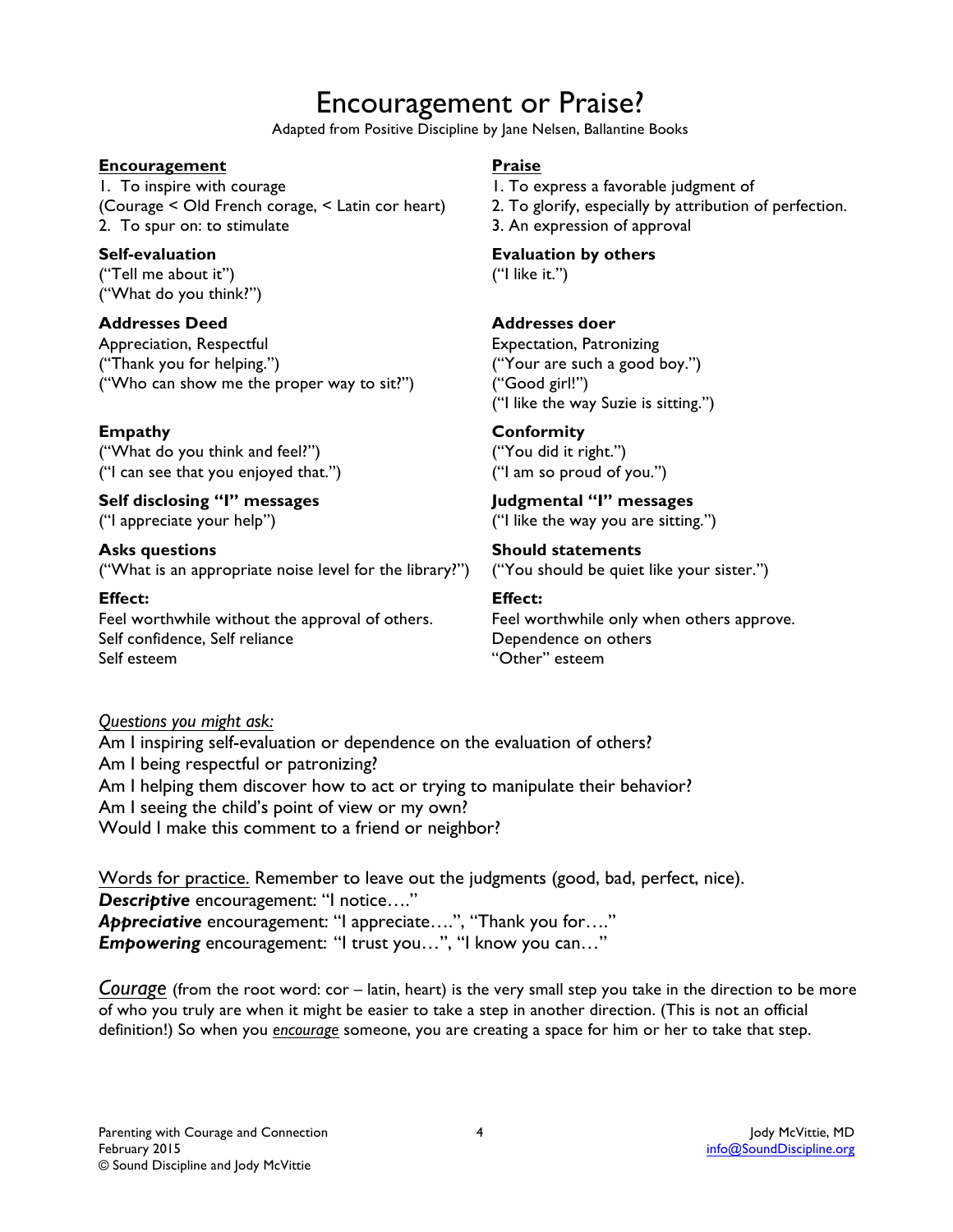# Encouragement or Praise?

Adapted from Positive Discipline by Jane Nelsen, Ballantine Books

| **Encouragement** | **Praise** |
|---|---|
| 1. To inspire with courage<br>(Courage < Old French corage, < Latin cor heart)<br>2. To spur on: to stimulate | 1. To express a favorable judgment of<br>2. To glorify, especially by attribution of perfection.<br>3. An expression of approval |
| **Self-evaluation**<br>("Tell me about it")<br>("What do you think?") | **Evaluation by others**<br>("I like it.") |
| **Addresses Deed**<br>Appreciation, Respectful<br>("Thank you for helping.")<br>("Who can show me the proper way to sit?") | **Addresses doer**<br>Expectation, Patronizing<br>("Your are such a good boy.")<br>("Good girl!")<br>("I like the way Suzie is sitting.") |
| **Empathy**<br>("What do you think and feel?")<br>("I can see that you enjoyed that.") | **Conformity**<br>("You did it right.")<br>("I am so proud of you.") |
| **Self disclosing "I" messages**<br>("I appreciate your help") | **Judgmental "I" messages**<br>("I like the way you are sitting.") |
| **Asks questions**<br>("What is an appropriate noise level for the library?") | **Should statements**<br>("You should be quiet like your sister.") |
| **Effect:**<br>Feel worthwhile without the approval of others.<br>Self confidence, Self reliance<br>Self esteem | **Effect:**<br>Feel worthwhile only when others approve.<br>Dependence on others<br>"Other" esteem |

*Questions you might ask:*

Am I inspiring self-evaluation or dependence on the evaluation of others?
Am I being respectful or patronizing?
Am I helping them discover how to act or trying to manipulate their behavior?
Am I seeing the child's point of view or my own?
Would I make this comment to a friend or neighbor?

Words for practice. Remember to leave out the judgments (good, bad, perfect, nice).
***Descriptive*** encouragement: "I notice…."
***Appreciative*** encouragement: "I appreciate….", "Thank you for…."
***Empowering*** encouragement: "I trust you…", "I know you can…"

*Courage* (from the root word: cor – latin, heart) is the very small step you take in the direction to be more of who you truly are when it might be easier to take a step in another direction. (This is not an official definition!) So when you ***encourage*** someone, you are creating a space for him or her to take that step.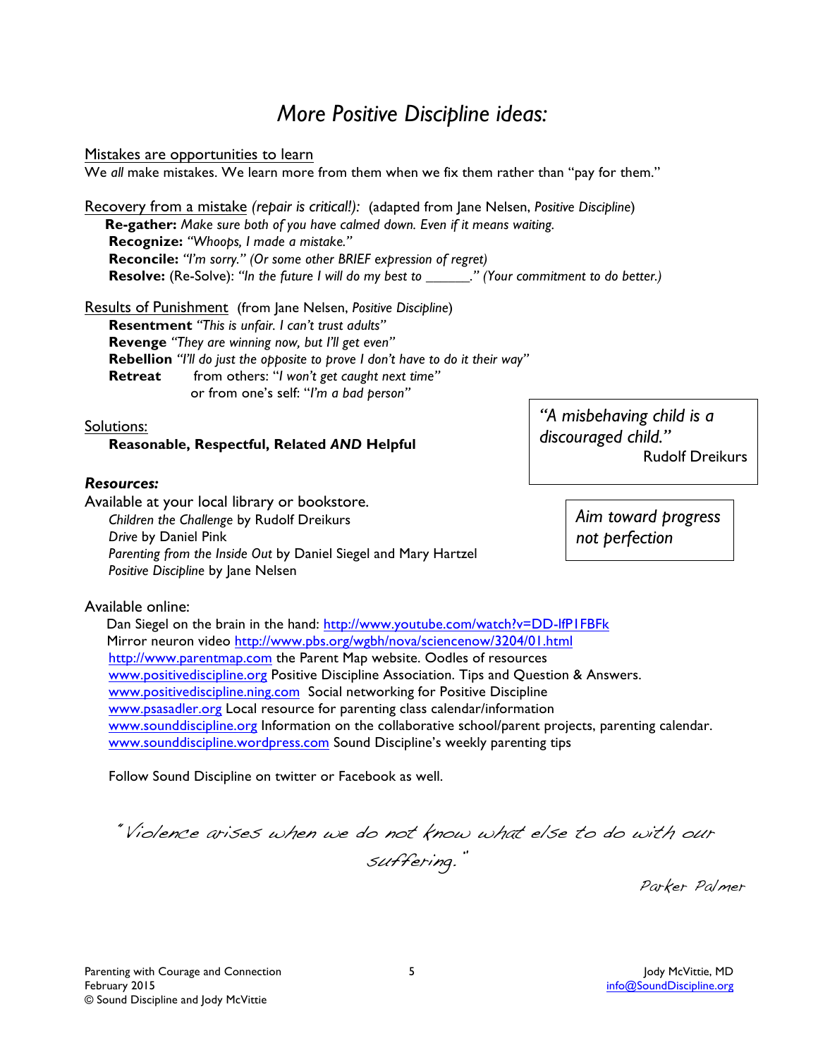# *More Positive Discipline ideas:*

Mistakes are opportunities to learn

We *all* make mistakes. We learn more from them when we fix them rather than "pay for them."

Recovery from a mistake *(repair is critical!):* (adapted from Jane Nelsen, *Positive Discipline*)

**Re-gather:** *Make sure both of you have calmed down. Even if it means waiting.*
**Recognize:** *"Whoops, I made a mistake."*
**Reconcile:** *"I'm sorry." (Or some other BRIEF expression of regret)*
**Resolve:** (Re-Solve): *"In the future I will do my best to ______." (Your commitment to do better.)*

Results of Punishment (from Jane Nelsen, *Positive Discipline*)

**Resentment** *"This is unfair. I can't trust adults"*
**Revenge** *"They are winning now, but I'll get even"*
**Rebellion** *"I'll do just the opposite to prove I don't have to do it their way"*
**Retreat** from others: "*I won't get caught next time"*
or from one's self: "*I'm a bad person"*

Solutions:

**Reasonable, Respectful, Related *AND* Helpful**

> *"A misbehaving child is a discouraged child."*
> Rudolf Dreikurs

> *Aim toward progress not perfection*

***Resources:***

Available at your local library or bookstore.

*Children the Challenge* by Rudolf Dreikurs
*Drive* by Daniel Pink
*Parenting from the Inside Out* by Daniel Siegel and Mary Hartzel
*Positive Discipline* by Jane Nelsen

Available online:

Dan Siegel on the brain in the hand: http://www.youtube.com/watch?v=DD-lfP1FBFk
Mirror neuron video http://www.pbs.org/wgbh/nova/sciencenow/3204/01.html
http://www.parentmap.com the Parent Map website. Oodles of resources
www.positivediscipline.org Positive Discipline Association. Tips and Question & Answers.
www.positivediscipline.ning.com Social networking for Positive Discipline
www.psasadler.org Local resource for parenting class calendar/information
www.sounddiscipline.org Information on the collaborative school/parent projects, parenting calendar.
www.sounddiscipline.wordpress.com Sound Discipline's weekly parenting tips

Follow Sound Discipline on twitter or Facebook as well.

*"Violence arises when we do not know what else to do with our suffering."*

Parker Palmer

Parenting with Courage and Connection
February 2015
© Sound Discipline and Jody McVittie

Jody McVittie, MD
info@SoundDiscipline.org